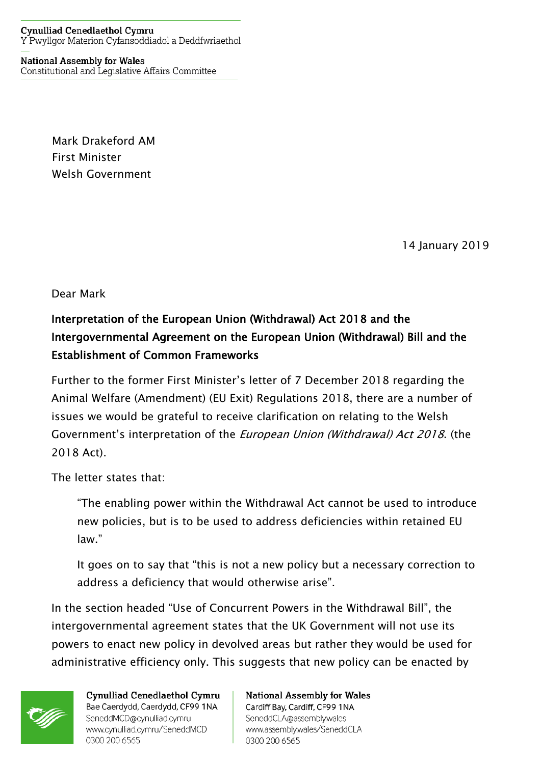**Cynulliad Cenedlaethol Cymru**
Y Pwyllgor Materion Cyfansoddiadol a Deddfwriaethol

**National Assembly for Wales**
Constitutional and Legislative Affairs Committee

Mark Drakeford AM
First Minister
Welsh Government

14 January 2019

Dear Mark

**Interpretation of the European Union (Withdrawal) Act 2018 and the Intergovernmental Agreement on the European Union (Withdrawal) Bill and the Establishment of Common Frameworks**

Further to the former First Minister's letter of 7 December 2018 regarding the Animal Welfare (Amendment) (EU Exit) Regulations 2018, there are a number of issues we would be grateful to receive clarification on relating to the Welsh Government's interpretation of the *European Union (Withdrawal) Act 2018*. (the 2018 Act).

The letter states that:

> "The enabling power within the Withdrawal Act cannot be used to introduce new policies, but is to be used to address deficiencies within retained EU law."
>
> It goes on to say that "this is not a new policy but a necessary correction to address a deficiency that would otherwise arise".

In the section headed "Use of Concurrent Powers in the Withdrawal Bill", the intergovernmental agreement states that the UK Government will not use its powers to enact new policy in devolved areas but rather they would be used for administrative efficiency only. This suggests that new policy can be enacted by

**Cynulliad Cenedlaethol Cymru**
Bae Caerdydd, Caerdydd, CF99 1NA
SeneddMCD@cynulliad.cymru
www.cynulliad.cymru/SeneddMCD
0300 200 6565

**National Assembly for Wales**
Cardiff Bay, Cardiff, CF99 1NA
SeneddCLA@assembly.wales
www.assembly.wales/SeneddCLA
0300 200 6565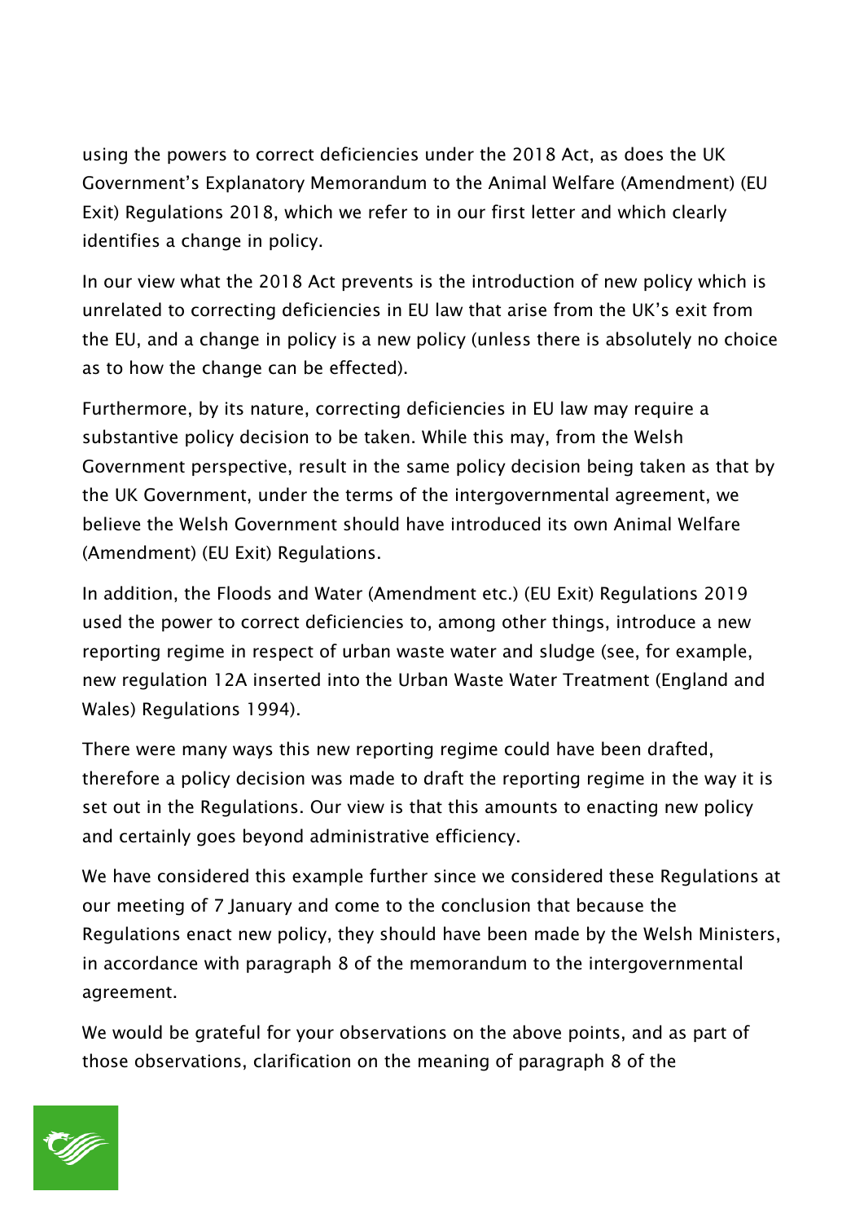using the powers to correct deficiencies under the 2018 Act, as does the UK Government's Explanatory Memorandum to the Animal Welfare (Amendment) (EU Exit) Regulations 2018, which we refer to in our first letter and which clearly identifies a change in policy.

In our view what the 2018 Act prevents is the introduction of new policy which is unrelated to correcting deficiencies in EU law that arise from the UK's exit from the EU, and a change in policy is a new policy (unless there is absolutely no choice as to how the change can be effected).

Furthermore, by its nature, correcting deficiencies in EU law may require a substantive policy decision to be taken. While this may, from the Welsh Government perspective, result in the same policy decision being taken as that by the UK Government, under the terms of the intergovernmental agreement, we believe the Welsh Government should have introduced its own Animal Welfare (Amendment) (EU Exit) Regulations.

In addition, the Floods and Water (Amendment etc.) (EU Exit) Regulations 2019 used the power to correct deficiencies to, among other things, introduce a new reporting regime in respect of urban waste water and sludge (see, for example, new regulation 12A inserted into the Urban Waste Water Treatment (England and Wales) Regulations 1994).

There were many ways this new reporting regime could have been drafted, therefore a policy decision was made to draft the reporting regime in the way it is set out in the Regulations. Our view is that this amounts to enacting new policy and certainly goes beyond administrative efficiency.

We have considered this example further since we considered these Regulations at our meeting of 7 January and come to the conclusion that because the Regulations enact new policy, they should have been made by the Welsh Ministers, in accordance with paragraph 8 of the memorandum to the intergovernmental agreement.

We would be grateful for your observations on the above points, and as part of those observations, clarification on the meaning of paragraph 8 of the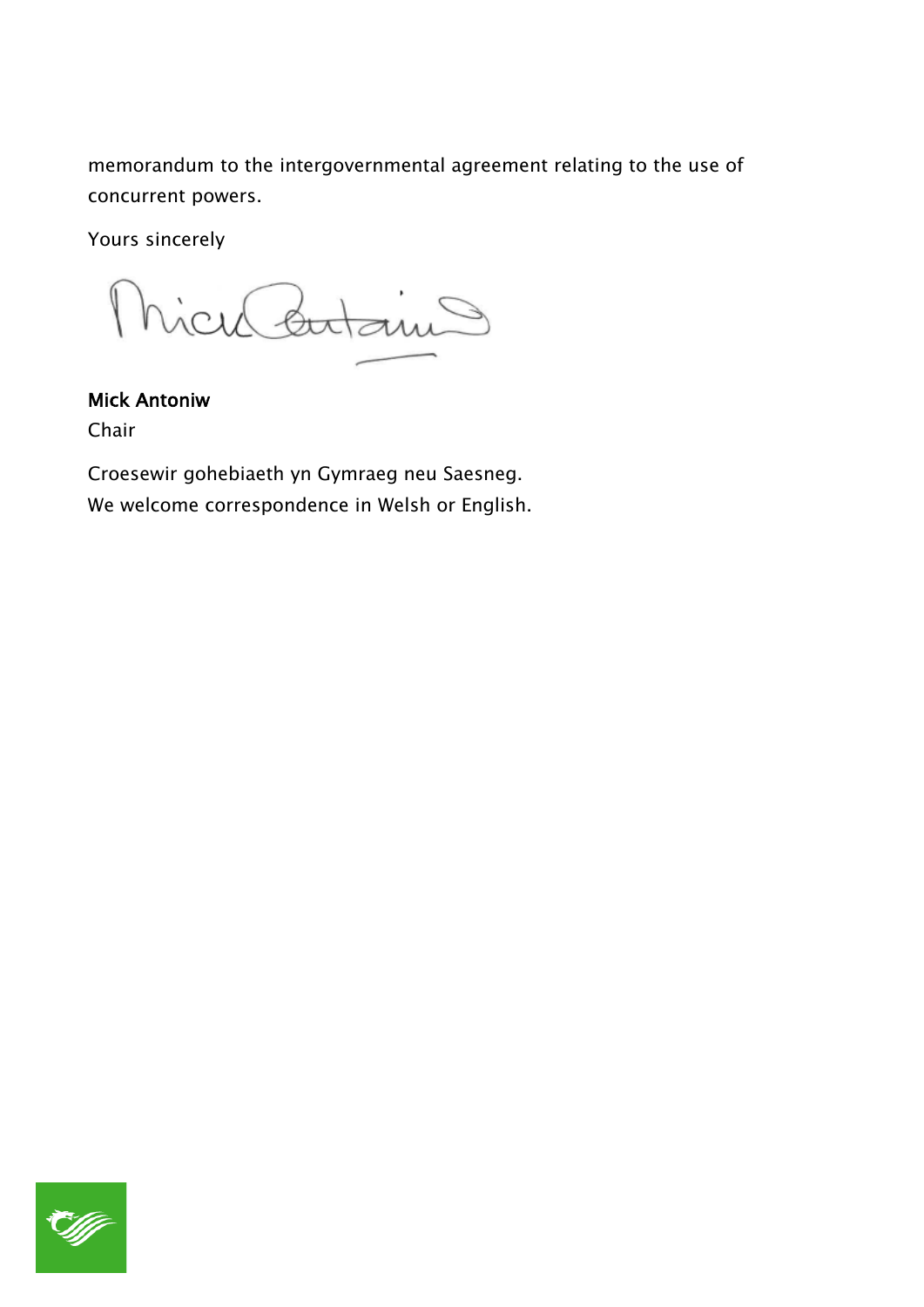memorandum to the intergovernmental agreement relating to the use of concurrent powers.

Yours sincerely

**Mick Antoniw**
Chair

Croesewir gohebiaeth yn Gymraeg neu Saesneg.
We welcome correspondence in Welsh or English.